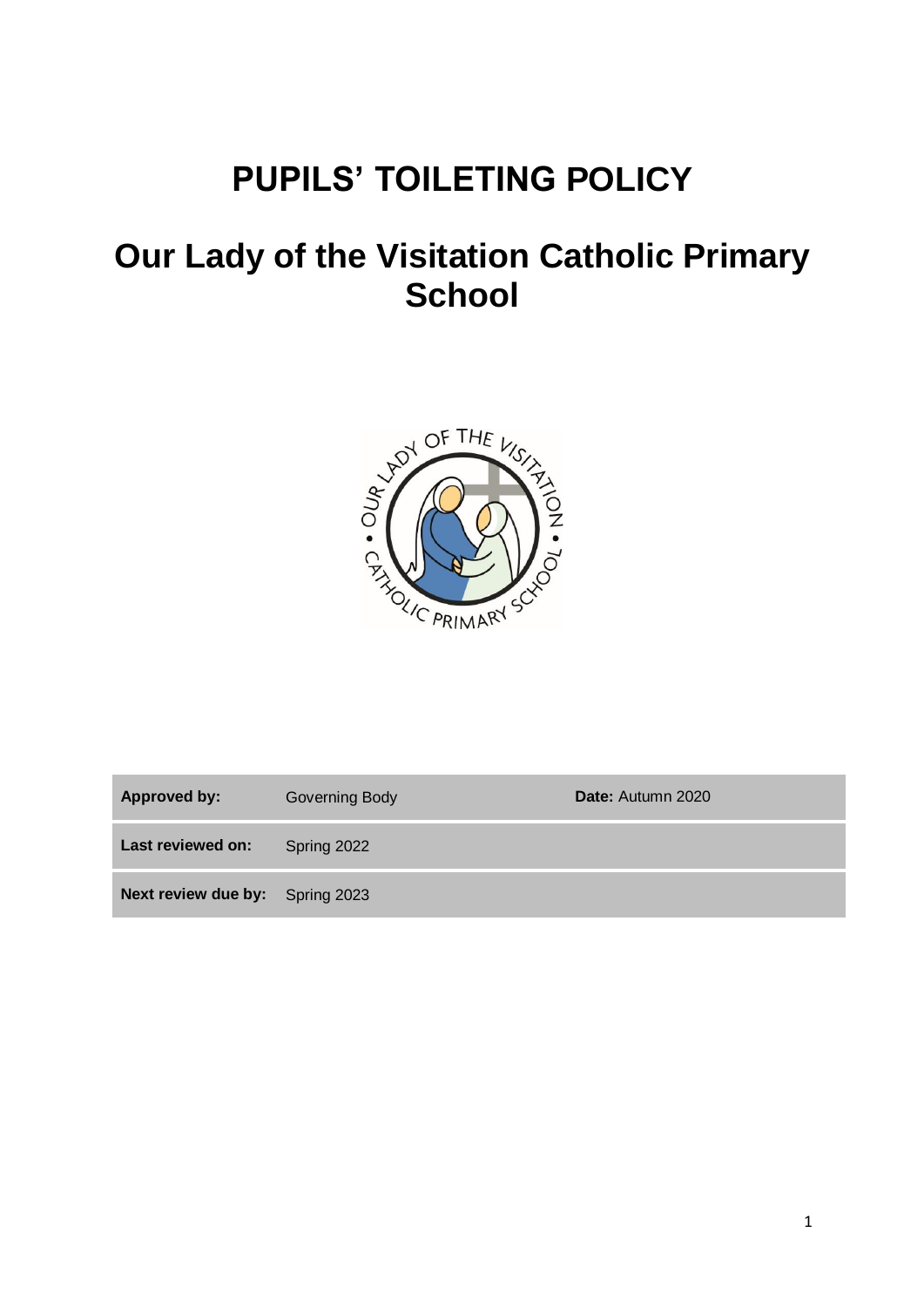# PUPILS' TOILETING POLICY

# Our Lady of the Visitation Catholic Primary School

| Approved by: | Governing Body | Date: Autumn 2020 |
|---|---|---|
| Last reviewed on: | Spring 2022 | |
| Next review due by: | Spring 2023 | |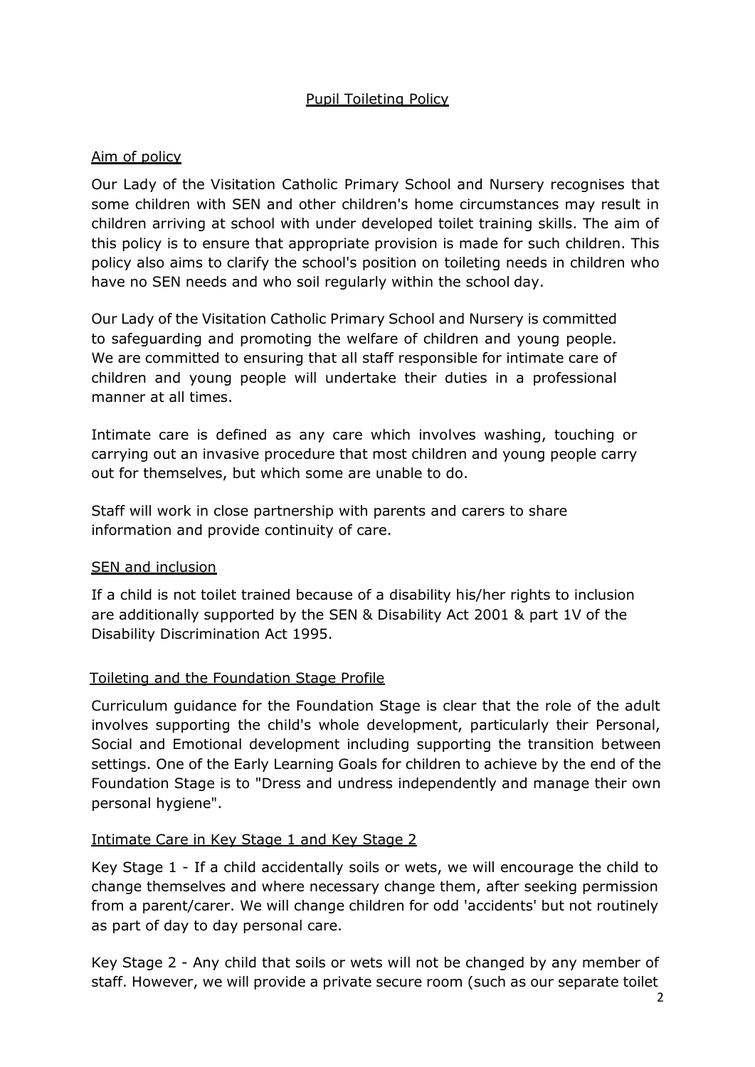## Pupil Toileting Policy

### Aim of policy

Our Lady of the Visitation Catholic Primary School and Nursery recognises that some children with SEN and other children's home circumstances may result in children arriving at school with under developed toilet training skills. The aim of this policy is to ensure that appropriate provision is made for such children. This policy also aims to clarify the school's position on toileting needs in children who have no SEN needs and who soil regularly within the school day.

Our Lady of the Visitation Catholic Primary School and Nursery is committed to safeguarding and promoting the welfare of children and young people. We are committed to ensuring that all staff responsible for intimate care of children and young people will undertake their duties in a professional manner at all times.

Intimate care is defined as any care which involves washing, touching or carrying out an invasive procedure that most children and young people carry out for themselves, but which some are unable to do.

Staff will work in close partnership with parents and carers to share information and provide continuity of care.

### SEN and inclusion

If a child is not toilet trained because of a disability his/her rights to inclusion are additionally supported by the SEN & Disability Act 2001 & part 1V of the Disability Discrimination Act 1995.

### Toileting and the Foundation Stage Profile

Curriculum guidance for the Foundation Stage is clear that the role of the adult involves supporting the child's whole development, particularly their Personal, Social and Emotional development including supporting the transition between settings. One of the Early Learning Goals for children to achieve by the end of the Foundation Stage is to "Dress and undress independently and manage their own personal hygiene".

### Intimate Care in Key Stage 1 and Key Stage 2

Key Stage 1 - If a child accidentally soils or wets, we will encourage the child to change themselves and where necessary change them, after seeking permission from a parent/carer. We will change children for odd 'accidents' but not routinely as part of day to day personal care.

Key Stage 2 - Any child that soils or wets will not be changed by any member of staff. However, we will provide a private secure room (such as our separate toilet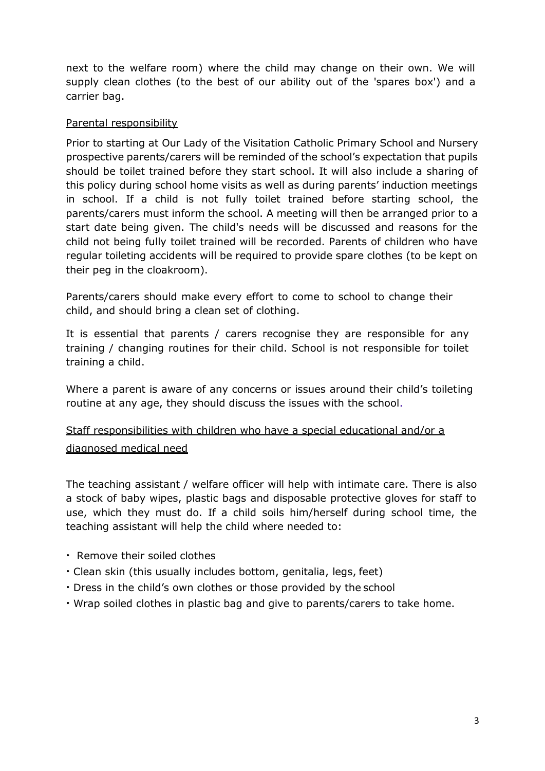next to the welfare room) where the child may change on their own. We will supply clean clothes (to the best of our ability out of the 'spares box') and a carrier bag.

## Parental responsibility

Prior to starting at Our Lady of the Visitation Catholic Primary School and Nursery prospective parents/carers will be reminded of the school's expectation that pupils should be toilet trained before they start school. It will also include a sharing of this policy during school home visits as well as during parents' induction meetings in school. If a child is not fully toilet trained before starting school, the parents/carers must inform the school. A meeting will then be arranged prior to a start date being given. The child's needs will be discussed and reasons for the child not being fully toilet trained will be recorded. Parents of children who have regular toileting accidents will be required to provide spare clothes (to be kept on their peg in the cloakroom).

Parents/carers should make every effort to come to school to change their child, and should bring a clean set of clothing.

It is essential that parents / carers recognise they are responsible for any training / changing routines for their child. School is not responsible for toilet training a child.

Where a parent is aware of any concerns or issues around their child's toileting routine at any age, they should discuss the issues with the school.

## Staff responsibilities with children who have a special educational and/or a diagnosed medical need

The teaching assistant / welfare officer will help with intimate care. There is also a stock of baby wipes, plastic bags and disposable protective gloves for staff to use, which they must do. If a child soils him/herself during school time, the teaching assistant will help the child where needed to:

- Remove their soiled clothes
- Clean skin (this usually includes bottom, genitalia, legs, feet)
- Dress in the child's own clothes or those provided by the school
- Wrap soiled clothes in plastic bag and give to parents/carers to take home.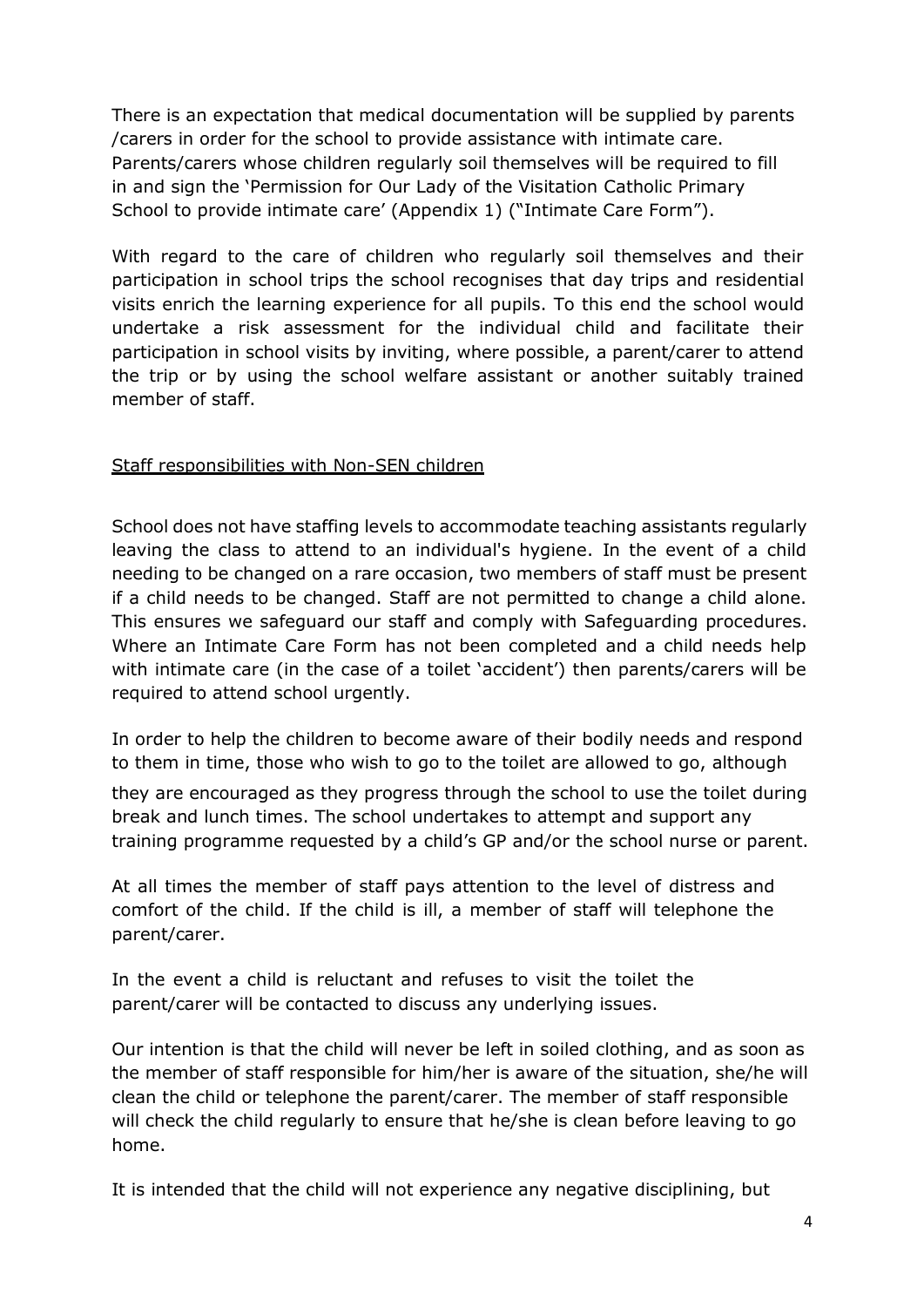There is an expectation that medical documentation will be supplied by parents /carers in order for the school to provide assistance with intimate care. Parents/carers whose children regularly soil themselves will be required to fill in and sign the 'Permission for Our Lady of the Visitation Catholic Primary School to provide intimate care' (Appendix 1) ("Intimate Care Form").

With regard to the care of children who regularly soil themselves and their participation in school trips the school recognises that day trips and residential visits enrich the learning experience for all pupils. To this end the school would undertake a risk assessment for the individual child and facilitate their participation in school visits by inviting, where possible, a parent/carer to attend the trip or by using the school welfare assistant or another suitably trained member of staff.

<u>Staff responsibilities with Non-SEN children</u>

School does not have staffing levels to accommodate teaching assistants regularly leaving the class to attend to an individual's hygiene. In the event of a child needing to be changed on a rare occasion, two members of staff must be present if a child needs to be changed. Staff are not permitted to change a child alone. This ensures we safeguard our staff and comply with Safeguarding procedures. Where an Intimate Care Form has not been completed and a child needs help with intimate care (in the case of a toilet 'accident') then parents/carers will be required to attend school urgently.

In order to help the children to become aware of their bodily needs and respond to them in time, those who wish to go to the toilet are allowed to go, although they are encouraged as they progress through the school to use the toilet during break and lunch times. The school undertakes to attempt and support any training programme requested by a child's GP and/or the school nurse or parent.

At all times the member of staff pays attention to the level of distress and comfort of the child. If the child is ill, a member of staff will telephone the parent/carer.

In the event a child is reluctant and refuses to visit the toilet the parent/carer will be contacted to discuss any underlying issues.

Our intention is that the child will never be left in soiled clothing, and as soon as the member of staff responsible for him/her is aware of the situation, she/he will clean the child or telephone the parent/carer. The member of staff responsible will check the child regularly to ensure that he/she is clean before leaving to go home.

It is intended that the child will not experience any negative disciplining, but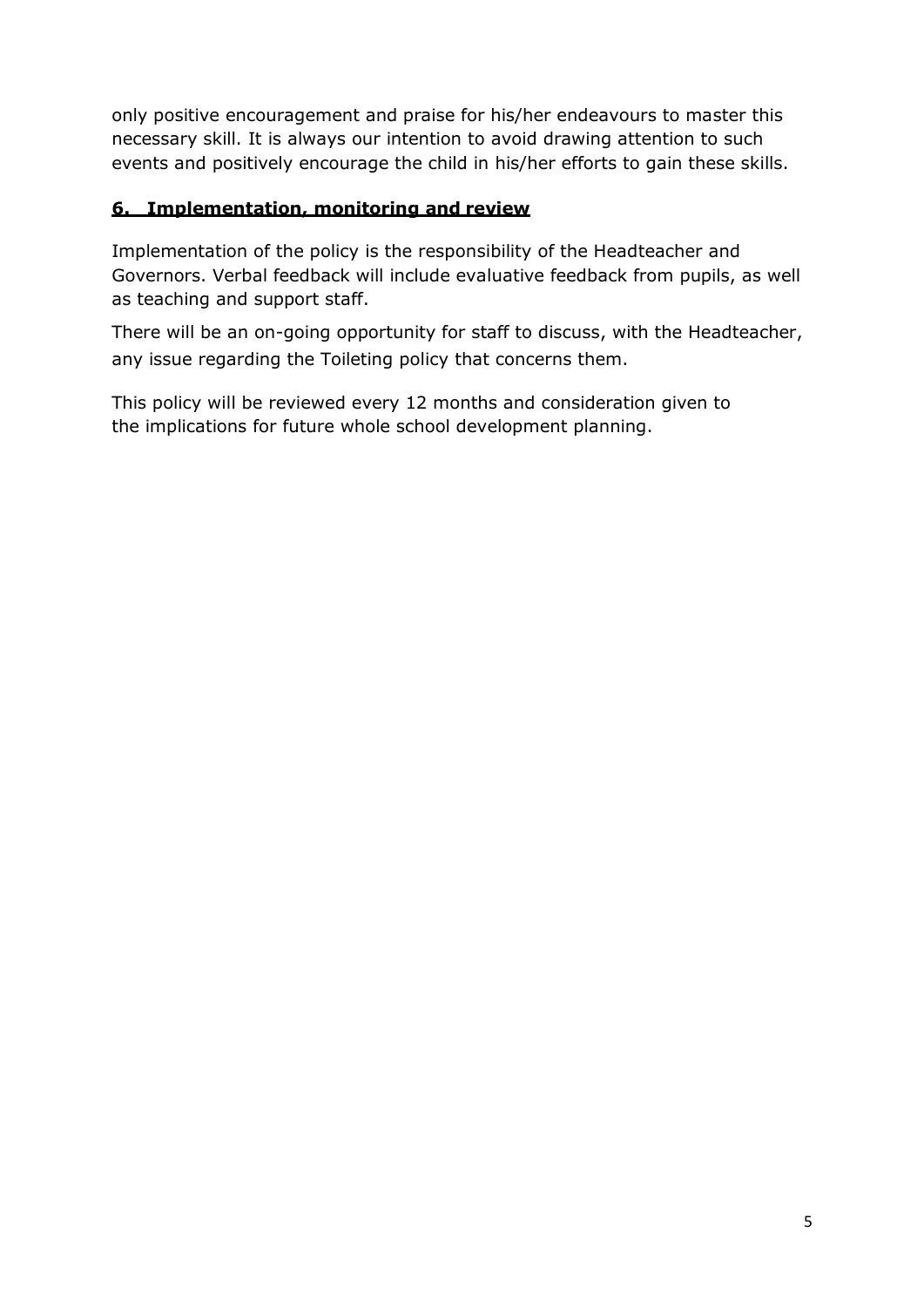only positive encouragement and praise for his/her endeavours to master this necessary skill. It is always our intention to avoid drawing attention to such events and positively encourage the child in his/her efforts to gain these skills.

## 6. Implementation, monitoring and review

Implementation of the policy is the responsibility of the Headteacher and Governors. Verbal feedback will include evaluative feedback from pupils, as well as teaching and support staff.

There will be an on-going opportunity for staff to discuss, with the Headteacher, any issue regarding the Toileting policy that concerns them.

This policy will be reviewed every 12 months and consideration given to the implications for future whole school development planning.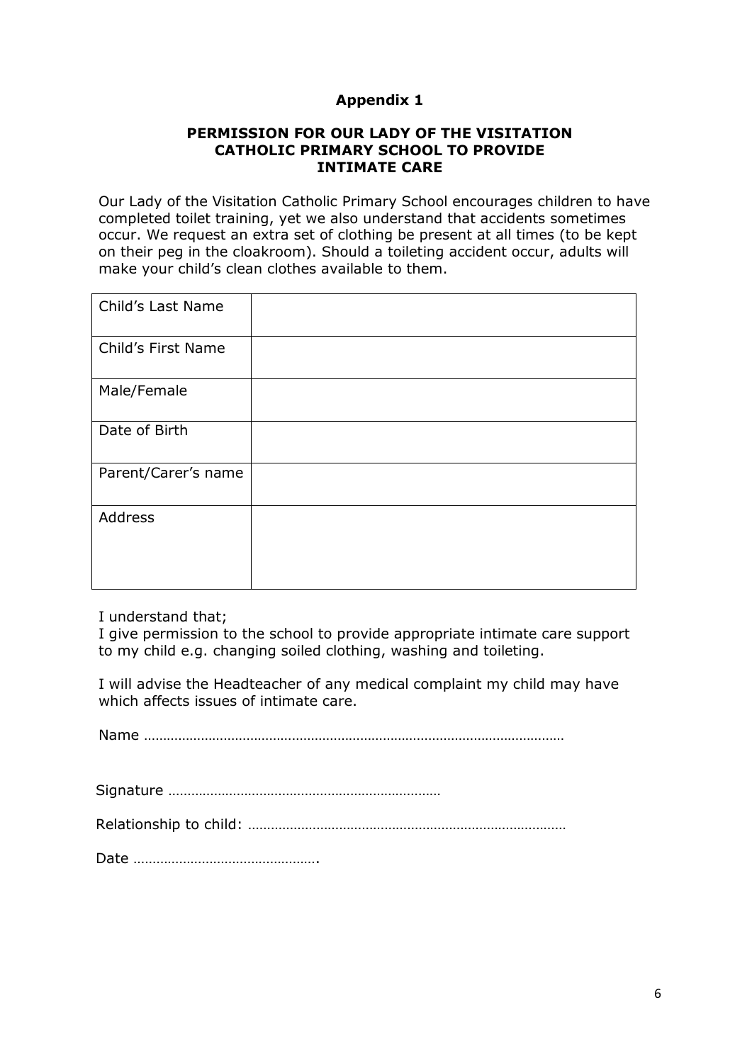**Appendix 1**

**PERMISSION FOR OUR LADY OF THE VISITATION CATHOLIC PRIMARY SCHOOL TO PROVIDE INTIMATE CARE**

Our Lady of the Visitation Catholic Primary School encourages children to have completed toilet training, yet we also understand that accidents sometimes occur. We request an extra set of clothing be present at all times (to be kept on their peg in the cloakroom). Should a toileting accident occur, adults will make your child's clean clothes available to them.

| | |
|---|---|
| Child's Last Name | |
| Child's First Name | |
| Male/Female | |
| Date of Birth | |
| Parent/Carer's name | |
| Address | |

I understand that;
I give permission to the school to provide appropriate intimate care support to my child e.g. changing soiled clothing, washing and toileting.

I will advise the Headteacher of any medical complaint my child may have which affects issues of intimate care.

Name ………………………………………………………………………………………………

Signature ………………………………………………………………

Relationship to child: …………………………………………………………………………

Date ………………………………………….